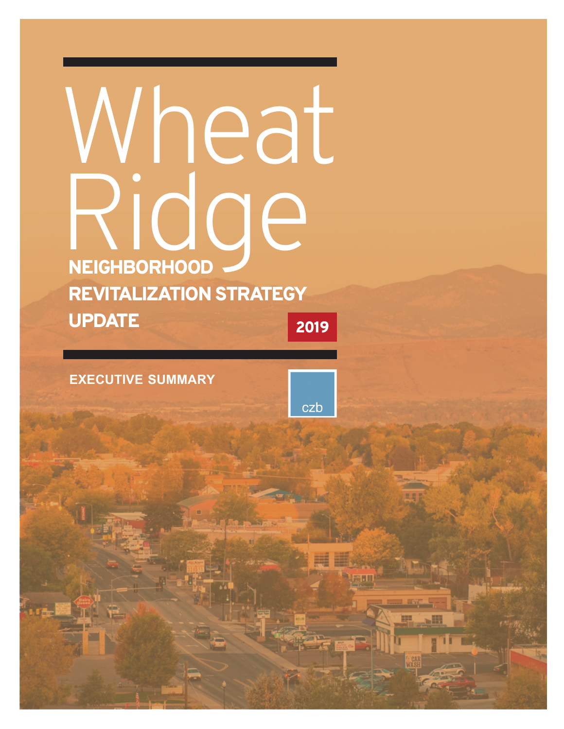# Wheat Ridge

## NEIGHBORHOOD REVITALIZATION STRATEGY UPDATE

**2019**

**EXECUTIVE SUMMARY**

czb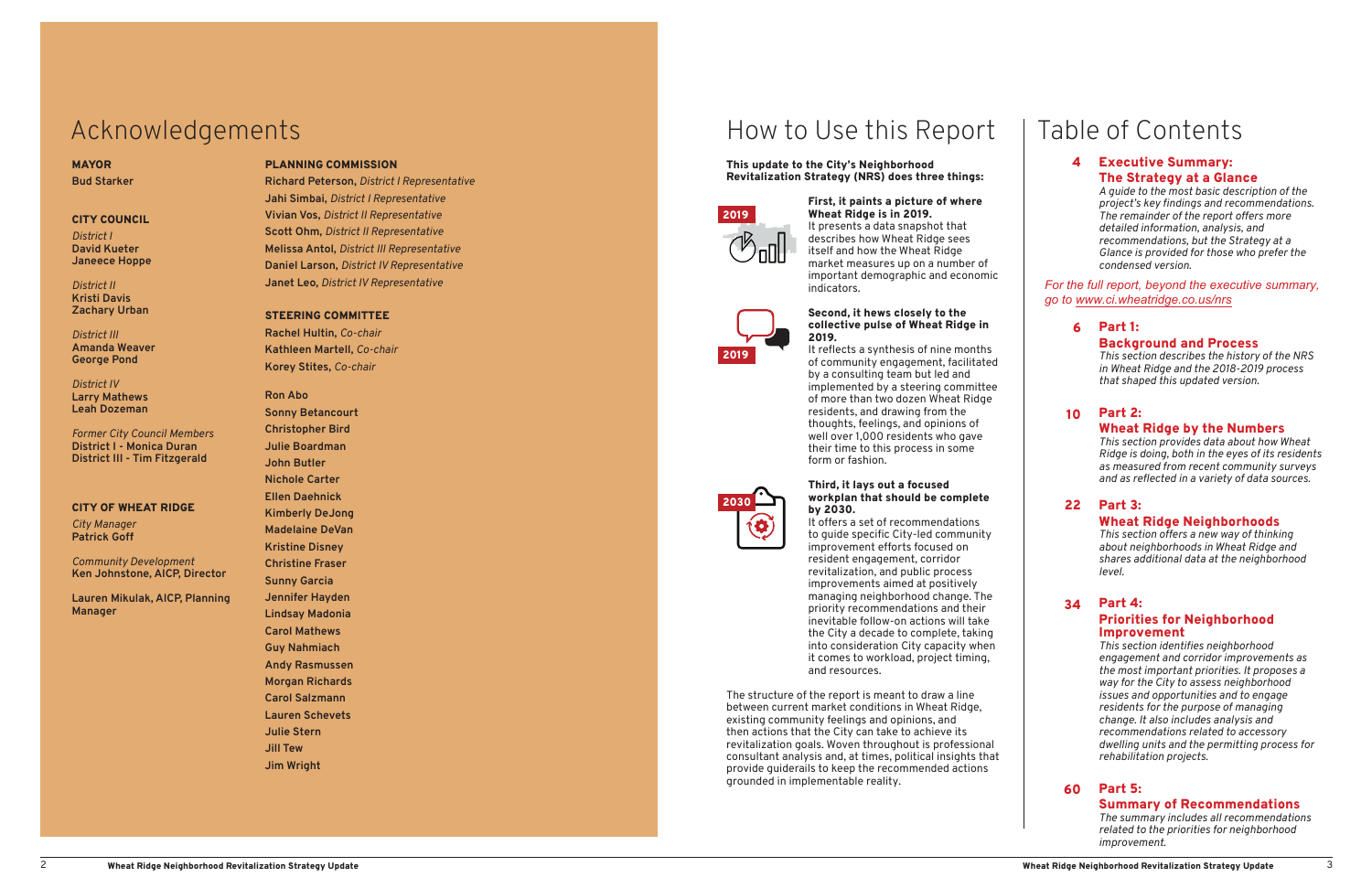# Acknowledgements

**MAYOR**
**Bud Starker**

**CITY COUNCIL**

*District I*
**David Kueter**
**Janeece Hoppe**

*District II*
**Kristi Davis**
**Zachary Urban**

*District III*
**Amanda Weaver**
**George Pond**

*District IV*
**Larry Mathews**
**Leah Dozeman**

*Former City Council Members*
**District I - Monica Duran**
**District III - Tim Fitzgerald**

**CITY OF WHEAT RIDGE**

*City Manager*
**Patrick Goff**

*Community Development*
**Ken Johnstone, AICP, Director**

**Lauren Mikulak, AICP, Planning Manager**

**PLANNING COMMISSION**

**Richard Peterson,** *District I Representative*
**Jahi Simbai,** *District I Representative*
**Vivian Vos,** *District II Representative*
**Scott Ohm,** *District II Representative*
**Melissa Antol,** *District III Representative*
**Daniel Larson,** *District IV Representative*
**Janet Leo,** *District IV Representative*

**STEERING COMMITTEE**

**Rachel Hultin,** *Co-chair*
**Kathleen Martell,** *Co-chair*
**Korey Stites,** *Co-chair*

**Ron Abo**
**Sonny Betancourt**
**Christopher Bird**
**Julie Boardman**
**John Butler**
**Nichole Carter**
**Ellen Daehnick**
**Kimberly DeJong**
**Madelaine DeVan**
**Kristine Disney**
**Christine Fraser**
**Sunny Garcia**
**Jennifer Hayden**
**Lindsay Madonia**
**Carol Mathews**
**Guy Nahmiach**
**Andy Rasmussen**
**Morgan Richards**
**Carol Salzmann**
**Lauren Schevets**
**Julie Stern**
**Jill Tew**
**Jim Wright**

# How to Use this Report

**This update to the City's Neighborhood Revitalization Strategy (NRS) does three things:**

2019

**First, it paints a picture of where Wheat Ridge is in 2019.** It presents a data snapshot that describes how Wheat Ridge sees itself and how the Wheat Ridge market measures up on a number of important demographic and economic indicators.

2019

**Second, it hews closely to the collective pulse of Wheat Ridge in 2019.** It reflects a synthesis of nine months of community engagement, facilitated by a consulting team but led and implemented by a steering committee of more than two dozen Wheat Ridge residents, and drawing from the thoughts, feelings, and opinions of well over 1,000 residents who gave their time to this process in some form or fashion.

2030

**Third, it lays out a focused workplan that should be complete by 2030.** It offers a set of recommendations to guide specific City-led community improvement efforts focused on resident engagement, corridor revitalization, and public process improvements aimed at positively managing neighborhood change. The priority recommendations and their inevitable follow-on actions will take the City a decade to complete, taking into consideration City capacity when it comes to workload, project timing, and resources.

The structure of the report is meant to draw a line between current market conditions in Wheat Ridge, existing community feelings and opinions, and then actions that the City can take to achieve its revitalization goals. Woven throughout is professional consultant analysis and, at times, political insights that provide guiderails to keep the recommended actions grounded in implementable reality.

# Table of Contents

**4 Executive Summary: The Strategy at a Glance**
*A guide to the most basic description of the project's key findings and recommendations. The remainder of the report offers more detailed information, analysis, and recommendations, but the Strategy at a Glance is provided for those who prefer the condensed version.*

*For the full report, beyond the executive summary, go to www.ci.wheatridge.co.us/nrs*

**6 Part 1: Background and Process**
*This section describes the history of the NRS in Wheat Ridge and the 2018-2019 process that shaped this updated version.*

**10 Part 2: Wheat Ridge by the Numbers**
*This section provides data about how Wheat Ridge is doing, both in the eyes of its residents as measured from recent community surveys and as reflected in a variety of data sources.*

**22 Part 3: Wheat Ridge Neighborhoods**
*This section offers a new way of thinking about neighborhoods in Wheat Ridge and shares additional data at the neighborhood level.*

**34 Part 4: Priorities for Neighborhood Improvement**
*This section identifies neighborhood engagement and corridor improvements as the most important priorities. It proposes a way for the City to assess neighborhood issues and opportunities and to engage residents for the purpose of managing change. It also includes analysis and recommendations related to accessory dwelling units and the permitting process for rehabilitation projects.*

**60 Part 5: Summary of Recommendations**
*The summary includes all recommendations related to the priorities for neighborhood improvement.*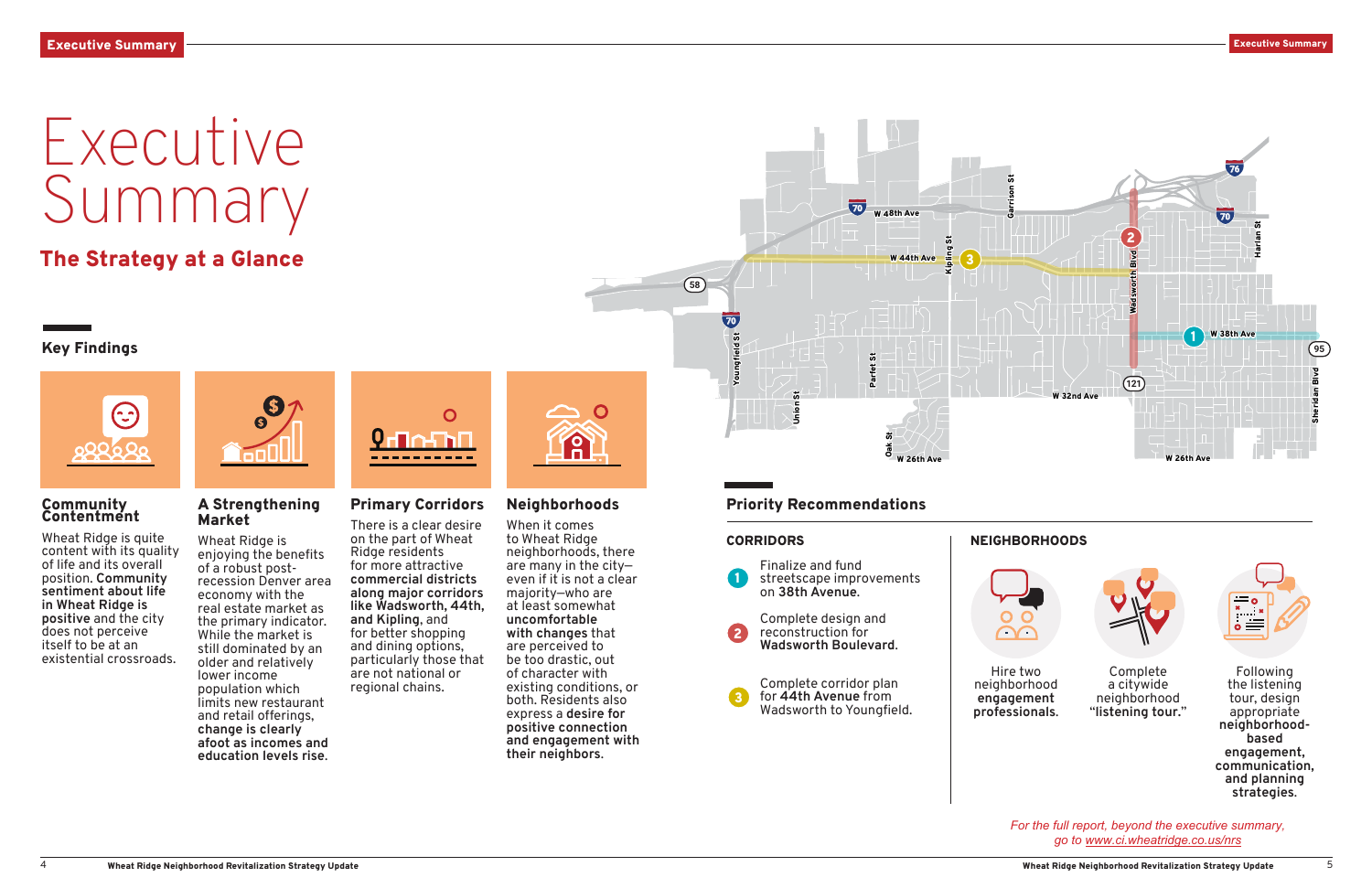# Executive Summary

## The Strategy at a Glance

### Key Findings

#### Community Contentment

Wheat Ridge is quite content with its quality of life and its overall position. **Community sentiment about life in Wheat Ridge is positive** and the city does not perceive itself to be at an existential crossroads.

#### A Strengthening Market

Wheat Ridge is enjoying the benefits of a robust post-recession Denver area economy with the real estate market as the primary indicator. While the market is still dominated by an older and relatively lower income population which limits new restaurant and retail offerings, **change is clearly afoot as incomes and education levels rise.**

#### Primary Corridors

There is a clear desire on the part of Wheat Ridge residents for more attractive **commercial districts along major corridors like Wadsworth, 44th, and Kipling,** and for better shopping and dining options, particularly those that are not national or regional chains.

#### Neighborhoods

When it comes to Wheat Ridge neighborhoods, there are many in the city—even if it is not a clear majority—who are at least somewhat **uncomfortable with changes** that are perceived to be too drastic, out of character with existing conditions, or both. Residents also express a **desire for positive connection and engagement with their neighbors.**

W 48th Ave
W 44th Ave
W 38th Ave
W 32nd Ave
W 26th Ave
Youngfield St
Union St
Parfet St
Oak St
Kipling St
Garrison St
Wadsworth Blvd
Harlan St
Sheridan Blvd
70
76
58
121
95

### Priority Recommendations

#### CORRIDORS

1. Finalize and fund streetscape improvements on **38th Avenue.**
2. Complete design and reconstruction for **Wadsworth Boulevard.**
3. Complete corridor plan for **44th Avenue** from Wadsworth to Youngfield.

#### NEIGHBORHOODS

- Hire two neighborhood **engagement professionals.**
- Complete a citywide neighborhood **"listening tour."**
- Following the listening tour, design appropriate **neighborhood-based engagement, communication, and planning strategies.**

*For the full report, beyond the executive summary, go to www.ci.wheatridge.co.us/nrs*